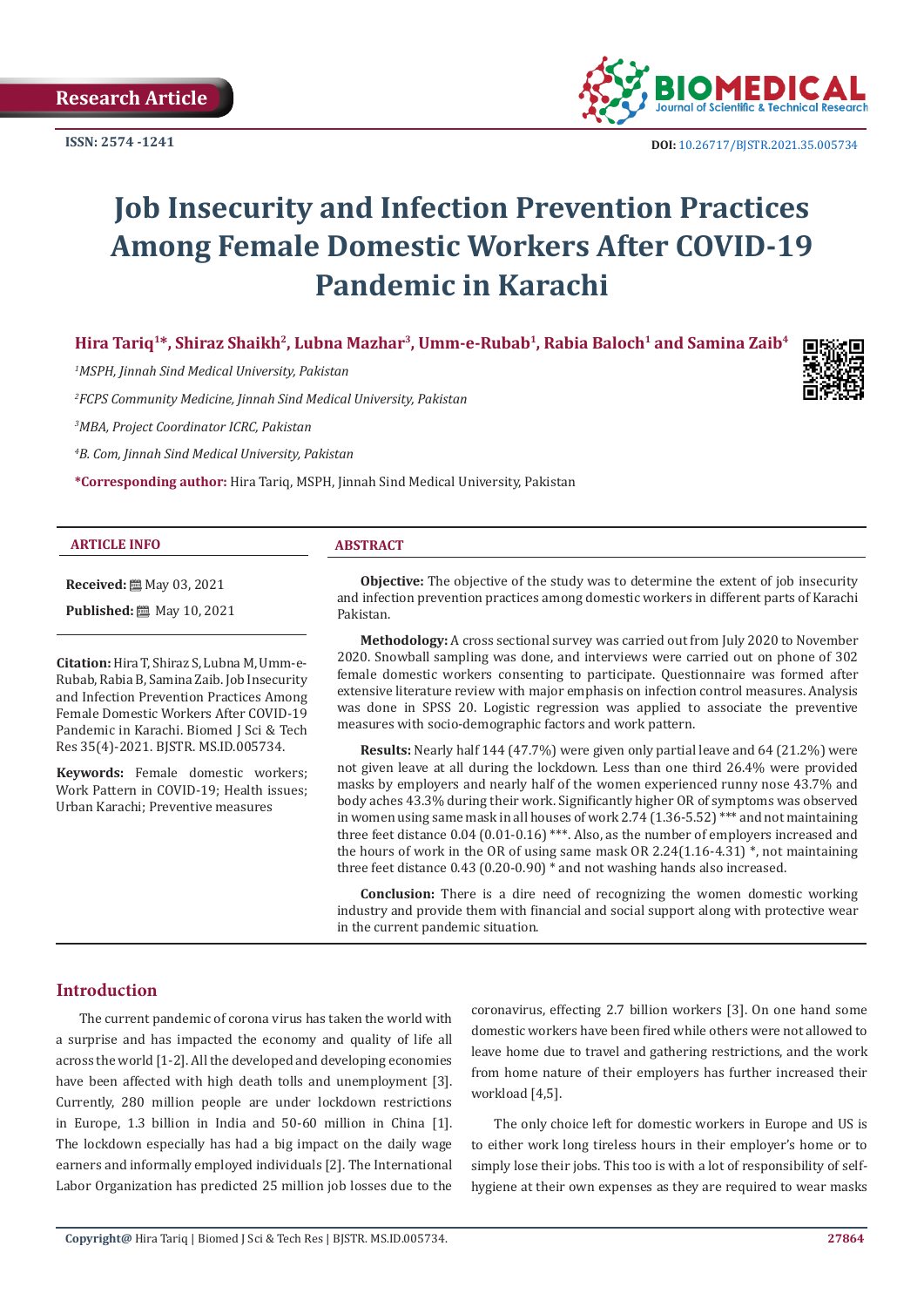Research Article

ISSN: 2574 -1241

DOI: 10.26717/BJSTR.2021.35.005734

# Job Insecurity and Infection Prevention Practices Among Female Domestic Workers After COVID-19 Pandemic in Karachi

**Hira Tariq[1]*, Shiraz Shaikh[2], Lubna Mazhar[3], Umm-e-Rubab[1], Rabia Baloch[1] and Samina Zaib[4]**

*[1]MSPH, Jinnah Sind Medical University, Pakistan*

*[2]FCPS Community Medicine, Jinnah Sind Medical University, Pakistan*

*[3]MBA, Project Coordinator ICRC, Pakistan*

*[4]B. Com, Jinnah Sind Medical University, Pakistan*

**\*Corresponding author:** Hira Tariq, MSPH, Jinnah Sind Medical University, Pakistan

## ARTICLE INFO

**Received:** May 03, 2021

**Published:** May 10, 2021

**Citation:** Hira T, Shiraz S, Lubna M, Umm-e-Rubab, Rabia B, Samina Zaib. Job Insecurity and Infection Prevention Practices Among Female Domestic Workers After COVID-19 Pandemic in Karachi. Biomed J Sci & Tech Res 35(4)-2021. BJSTR. MS.ID.005734.

**Keywords:** Female domestic workers; Work Pattern in COVID-19; Health issues; Urban Karachi; Preventive measures

## ABSTRACT

**Objective:** The objective of the study was to determine the extent of job insecurity and infection prevention practices among domestic workers in different parts of Karachi Pakistan.

**Methodology:** A cross sectional survey was carried out from July 2020 to November 2020. Snowball sampling was done, and interviews were carried out on phone of 302 female domestic workers consenting to participate. Questionnaire was formed after extensive literature review with major emphasis on infection control measures. Analysis was done in SPSS 20. Logistic regression was applied to associate the preventive measures with socio-demographic factors and work pattern.

**Results:** Nearly half 144 (47.7%) were given only partial leave and 64 (21.2%) were not given leave at all during the lockdown. Less than one third 26.4% were provided masks by employers and nearly half of the women experienced runny nose 43.7% and body aches 43.3% during their work. Significantly higher OR of symptoms was observed in women using same mask in all houses of work 2.74 (1.36-5.52) *** and not maintaining three feet distance 0.04 (0.01-0.16) ***. Also, as the number of employers increased and the hours of work in the OR of using same mask OR 2.24(1.16-4.31) *, not maintaining three feet distance 0.43 (0.20-0.90) * and not washing hands also increased.

**Conclusion:** There is a dire need of recognizing the women domestic working industry and provide them with financial and social support along with protective wear in the current pandemic situation.

## Introduction

The current pandemic of corona virus has taken the world with a surprise and has impacted the economy and quality of life all across the world [1-2]. All the developed and developing economies have been affected with high death tolls and unemployment [3]. Currently, 280 million people are under lockdown restrictions in Europe, 1.3 billion in India and 50-60 million in China [1]. The lockdown especially has had a big impact on the daily wage earners and informally employed individuals [2]. The International Labor Organization has predicted 25 million job losses due to the coronavirus, effecting 2.7 billion workers [3]. On one hand some domestic workers have been fired while others were not allowed to leave home due to travel and gathering restrictions, and the work from home nature of their employers has further increased their workload [4,5].

The only choice left for domestic workers in Europe and US is to either work long tireless hours in their employer's home or to simply lose their jobs. This too is with a lot of responsibility of self-hygiene at their own expenses as they are required to wear masks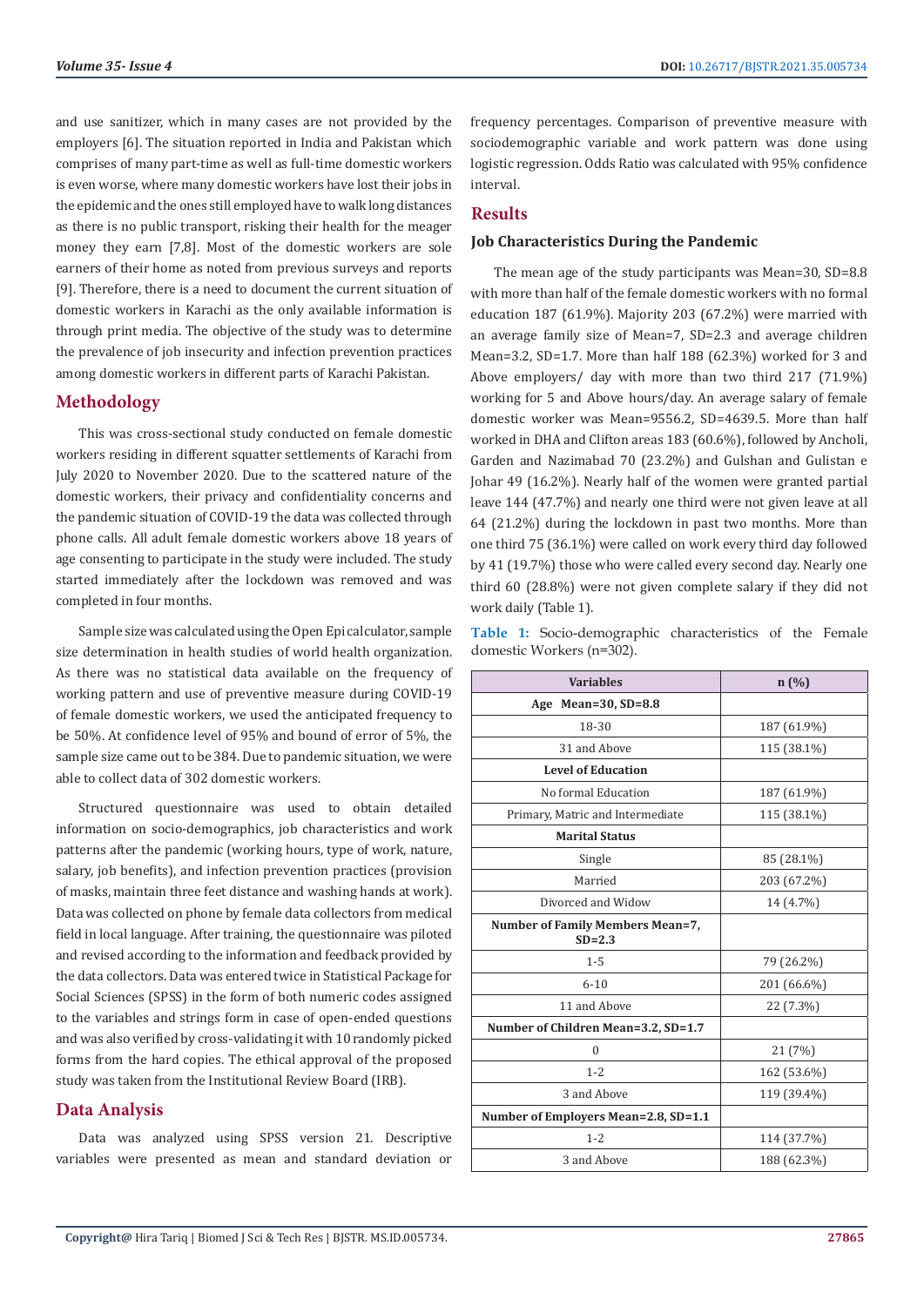and use sanitizer, which in many cases are not provided by the employers [6]. The situation reported in India and Pakistan which comprises of many part-time as well as full-time domestic workers is even worse, where many domestic workers have lost their jobs in the epidemic and the ones still employed have to walk long distances as there is no public transport, risking their health for the meager money they earn [7,8]. Most of the domestic workers are sole earners of their home as noted from previous surveys and reports [9]. Therefore, there is a need to document the current situation of domestic workers in Karachi as the only available information is through print media. The objective of the study was to determine the prevalence of job insecurity and infection prevention practices among domestic workers in different parts of Karachi Pakistan.

## Methodology

This was cross-sectional study conducted on female domestic workers residing in different squatter settlements of Karachi from July 2020 to November 2020. Due to the scattered nature of the domestic workers, their privacy and confidentiality concerns and the pandemic situation of COVID-19 the data was collected through phone calls. All adult female domestic workers above 18 years of age consenting to participate in the study were included. The study started immediately after the lockdown was removed and was completed in four months.

Sample size was calculated using the Open Epi calculator, sample size determination in health studies of world health organization. As there was no statistical data available on the frequency of working pattern and use of preventive measure during COVID-19 of female domestic workers, we used the anticipated frequency to be 50%. At confidence level of 95% and bound of error of 5%, the sample size came out to be 384. Due to pandemic situation, we were able to collect data of 302 domestic workers.

Structured questionnaire was used to obtain detailed information on socio-demographics, job characteristics and work patterns after the pandemic (working hours, type of work, nature, salary, job benefits), and infection prevention practices (provision of masks, maintain three feet distance and washing hands at work). Data was collected on phone by female data collectors from medical field in local language. After training, the questionnaire was piloted and revised according to the information and feedback provided by the data collectors. Data was entered twice in Statistical Package for Social Sciences (SPSS) in the form of both numeric codes assigned to the variables and strings form in case of open-ended questions and was also verified by cross-validating it with 10 randomly picked forms from the hard copies. The ethical approval of the proposed study was taken from the Institutional Review Board (IRB).

## Data Analysis

Data was analyzed using SPSS version 21. Descriptive variables were presented as mean and standard deviation or frequency percentages. Comparison of preventive measure with sociodemographic variable and work pattern was done using logistic regression. Odds Ratio was calculated with 95% confidence interval.

## Results

### Job Characteristics During the Pandemic

The mean age of the study participants was Mean=30, SD=8.8 with more than half of the female domestic workers with no formal education 187 (61.9%). Majority 203 (67.2%) were married with an average family size of Mean=7, SD=2.3 and average children Mean=3.2, SD=1.7. More than half 188 (62.3%) worked for 3 and Above employers/ day with more than two third 217 (71.9%) working for 5 and Above hours/day. An average salary of female domestic worker was Mean=9556.2, SD=4639.5. More than half worked in DHA and Clifton areas 183 (60.6%), followed by Ancholi, Garden and Nazimabad 70 (23.2%) and Gulshan and Gulistan e Johar 49 (16.2%). Nearly half of the women were granted partial leave 144 (47.7%) and nearly one third were not given leave at all 64 (21.2%) during the lockdown in past two months. More than one third 75 (36.1%) were called on work every third day followed by 41 (19.7%) those who were called every second day. Nearly one third 60 (28.8%) were not given complete salary if they did not work daily (Table 1).

**Table 1:** Socio-demographic characteristics of the Female domestic Workers (n=302).

| Variables | n (%) |
|---|---|
| **Age Mean=30, SD=8.8** | |
| 18-30 | 187 (61.9%) |
| 31 and Above | 115 (38.1%) |
| **Level of Education** | |
| No formal Education | 187 (61.9%) |
| Primary, Matric and Intermediate | 115 (38.1%) |
| **Marital Status** | |
| Single | 85 (28.1%) |
| Married | 203 (67.2%) |
| Divorced and Widow | 14 (4.7%) |
| **Number of Family Members Mean=7, SD=2.3** | |
| 1-5 | 79 (26.2%) |
| 6-10 | 201 (66.6%) |
| 11 and Above | 22 (7.3%) |
| **Number of Children Mean=3.2, SD=1.7** | |
| 0 | 21 (7%) |
| 1-2 | 162 (53.6%) |
| 3 and Above | 119 (39.4%) |
| **Number of Employers Mean=2.8, SD=1.1** | |
| 1-2 | 114 (37.7%) |
| 3 and Above | 188 (62.3%) |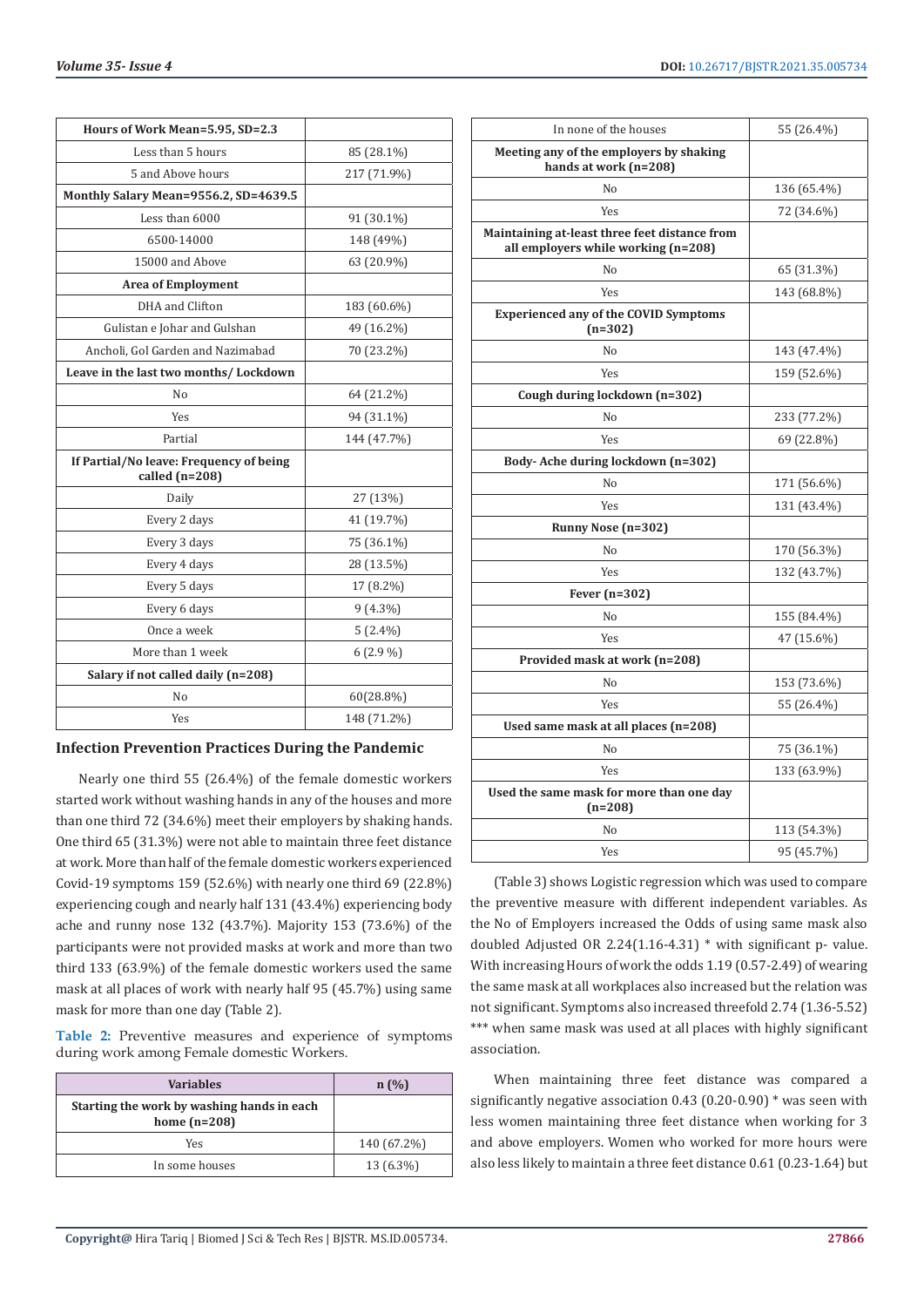| Hours of Work Mean=5.95, SD=2.3 | |
|---|---|
| Less than 5 hours | 85 (28.1%) |
| 5 and Above hours | 217 (71.9%) |
| **Monthly Salary Mean=9556.2, SD=4639.5** | |
| Less than 6000 | 91 (30.1%) |
| 6500-14000 | 148 (49%) |
| 15000 and Above | 63 (20.9%) |
| **Area of Employment** | |
| DHA and Clifton | 183 (60.6%) |
| Gulistan e Johar and Gulshan | 49 (16.2%) |
| Ancholi, Gol Garden and Nazimabad | 70 (23.2%) |
| **Leave in the last two months/ Lockdown** | |
| No | 64 (21.2%) |
| Yes | 94 (31.1%) |
| Partial | 144 (47.7%) |
| **If Partial/No leave: Frequency of being called (n=208)** | |
| Daily | 27 (13%) |
| Every 2 days | 41 (19.7%) |
| Every 3 days | 75 (36.1%) |
| Every 4 days | 28 (13.5%) |
| Every 5 days | 17 (8.2%) |
| Every 6 days | 9 (4.3%) |
| Once a week | 5 (2.4%) |
| More than 1 week | 6 (2.9 %) |
| **Salary if not called daily (n=208)** | |
| No | 60(28.8%) |
| Yes | 148 (71.2%) |

## Infection Prevention Practices During the Pandemic

Nearly one third 55 (26.4%) of the female domestic workers started work without washing hands in any of the houses and more than one third 72 (34.6%) meet their employers by shaking hands. One third 65 (31.3%) were not able to maintain three feet distance at work. More than half of the female domestic workers experienced Covid-19 symptoms 159 (52.6%) with nearly one third 69 (22.8%) experiencing cough and nearly half 131 (43.4%) experiencing body ache and runny nose 132 (43.7%). Majority 153 (73.6%) of the participants were not provided masks at work and more than two third 133 (63.9%) of the female domestic workers used the same mask at all places of work with nearly half 95 (45.7%) using same mask for more than one day (Table 2).

**Table 2:** Preventive measures and experience of symptoms during work among Female domestic Workers.

| Variables | n (%) |
|---|---|
| **Starting the work by washing hands in each home (n=208)** | |
| Yes | 140 (67.2%) |
| In some houses | 13 (6.3%) |
| In none of the houses | 55 (26.4%) |
| **Meeting any of the employers by shaking hands at work (n=208)** | |
| No | 136 (65.4%) |
| Yes | 72 (34.6%) |
| **Maintaining at-least three feet distance from all employers while working (n=208)** | |
| No | 65 (31.3%) |
| Yes | 143 (68.8%) |
| **Experienced any of the COVID Symptoms (n=302)** | |
| No | 143 (47.4%) |
| Yes | 159 (52.6%) |
| **Cough during lockdown (n=302)** | |
| No | 233 (77.2%) |
| Yes | 69 (22.8%) |
| **Body- Ache during lockdown (n=302)** | |
| No | 171 (56.6%) |
| Yes | 131 (43.4%) |
| **Runny Nose (n=302)** | |
| No | 170 (56.3%) |
| Yes | 132 (43.7%) |
| **Fever (n=302)** | |
| No | 155 (84.4%) |
| Yes | 47 (15.6%) |
| **Provided mask at work (n=208)** | |
| No | 153 (73.6%) |
| Yes | 55 (26.4%) |
| **Used same mask at all places (n=208)** | |
| No | 75 (36.1%) |
| Yes | 133 (63.9%) |
| **Used the same mask for more than one day (n=208)** | |
| No | 113 (54.3%) |
| Yes | 95 (45.7%) |

(Table 3) shows Logistic regression which was used to compare the preventive measure with different independent variables. As the No of Employers increased the Odds of using same mask also doubled Adjusted OR 2.24(1.16-4.31) * with significant p- value. With increasing Hours of work the odds 1.19 (0.57-2.49) of wearing the same mask at all workplaces also increased but the relation was not significant. Symptoms also increased threefold 2.74 (1.36-5.52) *** when same mask was used at all places with highly significant association.

When maintaining three feet distance was compared a significantly negative association 0.43 (0.20-0.90) * was seen with less women maintaining three feet distance when working for 3 and above employers. Women who worked for more hours were also less likely to maintain a three feet distance 0.61 (0.23-1.64) but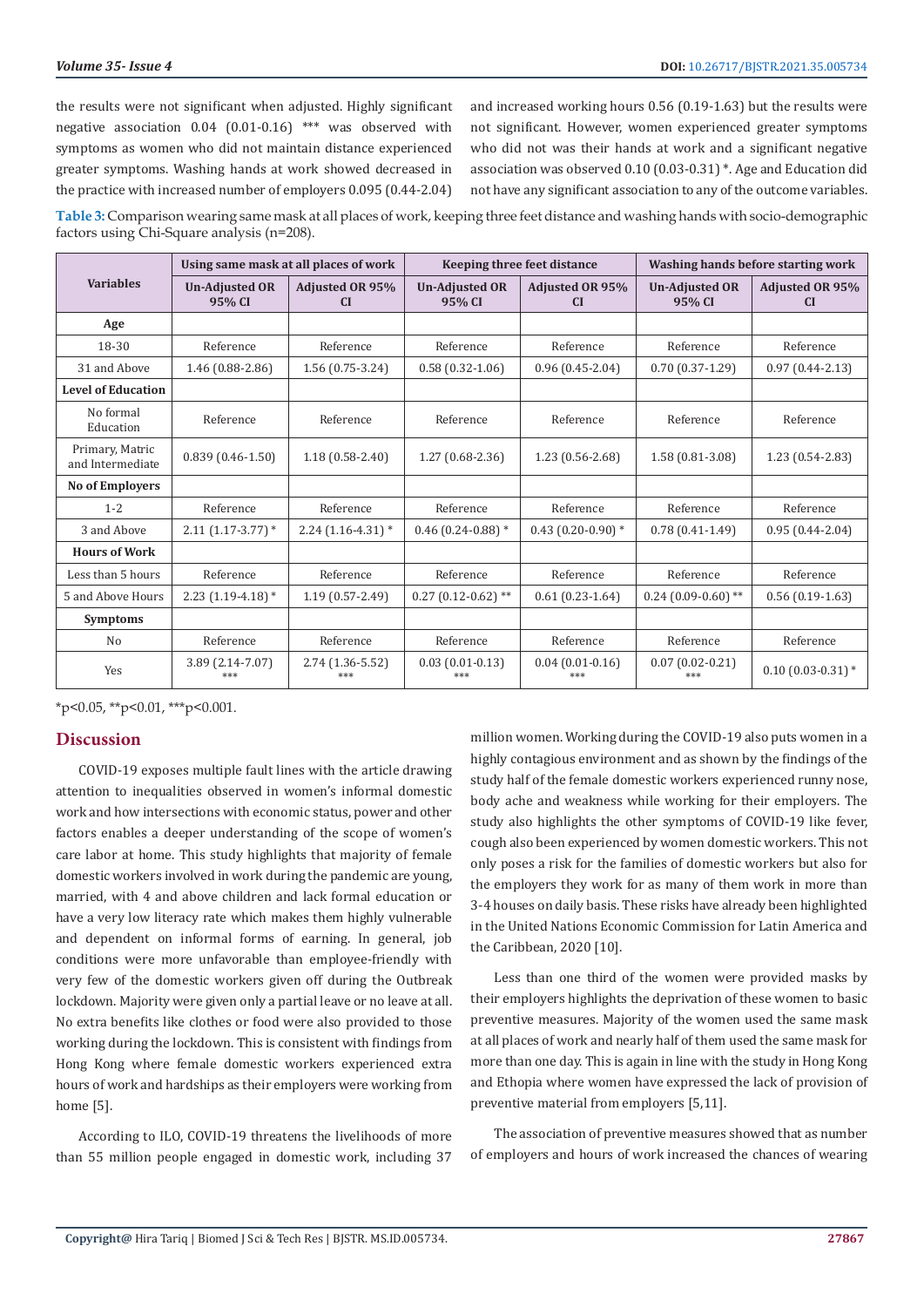the results were not significant when adjusted. Highly significant negative association 0.04 (0.01-0.16) *** was observed with symptoms as women who did not maintain distance experienced greater symptoms. Washing hands at work showed decreased in the practice with increased number of employers 0.095 (0.44-2.04) and increased working hours 0.56 (0.19-1.63) but the results were not significant. However, women experienced greater symptoms who did not was their hands at work and a significant negative association was observed 0.10 (0.03-0.31) *. Age and Education did not have any significant association to any of the outcome variables.

**Table 3:** Comparison wearing same mask at all places of work, keeping three feet distance and washing hands with socio-demographic factors using Chi-Square analysis (n=208).

| Variables | Using same mask at all places of work | | Keeping three feet distance | | Washing hands before starting work | |
|---|---|---|---|---|---|---|
| | Un-Adjusted OR 95% CI | Adjusted OR 95% CI | Un-Adjusted OR 95% CI | Adjusted OR 95% CI | Un-Adjusted OR 95% CI | Adjusted OR 95% CI |
| **Age** | | | | | | |
| 18-30 | Reference | Reference | Reference | Reference | Reference | Reference |
| 31 and Above | 1.46 (0.88-2.86) | 1.56 (0.75-3.24) | 0.58 (0.32-1.06) | 0.96 (0.45-2.04) | 0.70 (0.37-1.29) | 0.97 (0.44-2.13) |
| **Level of Education** | | | | | | |
| No formal Education | Reference | Reference | Reference | Reference | Reference | Reference |
| Primary, Matric and Intermediate | 0.839 (0.46-1.50) | 1.18 (0.58-2.40) | 1.27 (0.68-2.36) | 1.23 (0.56-2.68) | 1.58 (0.81-3.08) | 1.23 (0.54-2.83) |
| **No of Employers** | | | | | | |
| 1-2 | Reference | Reference | Reference | Reference | Reference | Reference |
| 3 and Above | 2.11 (1.17-3.77) * | 2.24 (1.16-4.31) * | 0.46 (0.24-0.88) * | 0.43 (0.20-0.90) * | 0.78 (0.41-1.49) | 0.95 (0.44-2.04) |
| **Hours of Work** | | | | | | |
| Less than 5 hours | Reference | Reference | Reference | Reference | Reference | Reference |
| 5 and Above Hours | 2.23 (1.19-4.18) * | 1.19 (0.57-2.49) | 0.27 (0.12-0.62) ** | 0.61 (0.23-1.64) | 0.24 (0.09-0.60) ** | 0.56 (0.19-1.63) |
| **Symptoms** | | | | | | |
| No | Reference | Reference | Reference | Reference | Reference | Reference |
| Yes | 3.89 (2.14-7.07) *** | 2.74 (1.36-5.52) *** | 0.03 (0.01-0.13) *** | 0.04 (0.01-0.16) *** | 0.07 (0.02-0.21) *** | 0.10 (0.03-0.31) * |

*p<0.05, **p<0.01, ***p<0.001.

## Discussion

COVID-19 exposes multiple fault lines with the article drawing attention to inequalities observed in women's informal domestic work and how intersections with economic status, power and other factors enables a deeper understanding of the scope of women's care labor at home. This study highlights that majority of female domestic workers involved in work during the pandemic are young, married, with 4 and above children and lack formal education or have a very low literacy rate which makes them highly vulnerable and dependent on informal forms of earning. In general, job conditions were more unfavorable than employee-friendly with very few of the domestic workers given off during the Outbreak lockdown. Majority were given only a partial leave or no leave at all. No extra benefits like clothes or food were also provided to those working during the lockdown. This is consistent with findings from Hong Kong where female domestic workers experienced extra hours of work and hardships as their employers were working from home [5].

According to ILO, COVID-19 threatens the livelihoods of more than 55 million people engaged in domestic work, including 37 million women. Working during the COVID-19 also puts women in a highly contagious environment and as shown by the findings of the study half of the female domestic workers experienced runny nose, body ache and weakness while working for their employers. The study also highlights the other symptoms of COVID-19 like fever, cough also been experienced by women domestic workers. This not only poses a risk for the families of domestic workers but also for the employers they work for as many of them work in more than 3-4 houses on daily basis. These risks have already been highlighted in the United Nations Economic Commission for Latin America and the Caribbean, 2020 [10].

Less than one third of the women were provided masks by their employers highlights the deprivation of these women to basic preventive measures. Majority of the women used the same mask at all places of work and nearly half of them used the same mask for more than one day. This is again in line with the study in Hong Kong and Ethopia where women have expressed the lack of provision of preventive material from employers [5,11].

The association of preventive measures showed that as number of employers and hours of work increased the chances of wearing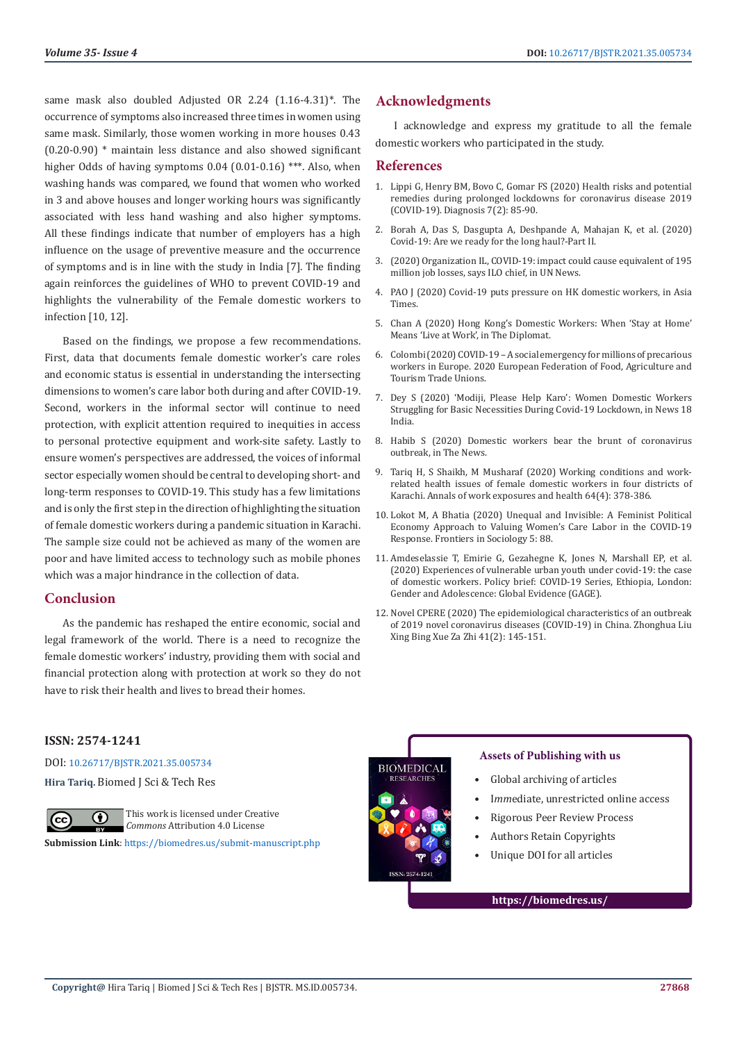same mask also doubled Adjusted OR 2.24 (1.16-4.31)*. The occurrence of symptoms also increased three times in women using same mask. Similarly, those women working in more houses 0.43 (0.20-0.90) * maintain less distance and also showed significant higher Odds of having symptoms 0.04 (0.01-0.16) ***. Also, when washing hands was compared, we found that women who worked in 3 and above houses and longer working hours was significantly associated with less hand washing and also higher symptoms. All these findings indicate that number of employers has a high influence on the usage of preventive measure and the occurrence of symptoms and is in line with the study in India [7]. The finding again reinforces the guidelines of WHO to prevent COVID-19 and highlights the vulnerability of the Female domestic workers to infection [10, 12].

Based on the findings, we propose a few recommendations. First, data that documents female domestic worker's care roles and economic status is essential in understanding the intersecting dimensions to women's care labor both during and after COVID-19. Second, workers in the informal sector will continue to need protection, with explicit attention required to inequities in access to personal protective equipment and work-site safety. Lastly to ensure women's perspectives are addressed, the voices of informal sector especially women should be central to developing short- and long-term responses to COVID-19. This study has a few limitations and is only the first step in the direction of highlighting the situation of female domestic workers during a pandemic situation in Karachi. The sample size could not be achieved as many of the women are poor and have limited access to technology such as mobile phones which was a major hindrance in the collection of data.

## Conclusion

As the pandemic has reshaped the entire economic, social and legal framework of the world. There is a need to recognize the female domestic workers' industry, providing them with social and financial protection along with protection at work so they do not have to risk their health and lives to bread their homes.

## Acknowledgments

I acknowledge and express my gratitude to all the female domestic workers who participated in the study.

## References

1. Lippi G, Henry BM, Bovo C, Gomar FS (2020) Health risks and potential remedies during prolonged lockdowns for coronavirus disease 2019 (COVID-19). Diagnosis 7(2): 85-90.
2. Borah A, Das S, Dasgupta A, Deshpande A, Mahajan K, et al. (2020) Covid-19: Are we ready for the long haul?-Part II.
3. (2020) Organization IL, COVID-19: impact could cause equivalent of 195 million job losses, says ILO chief, in UN News.
4. PAO J (2020) Covid-19 puts pressure on HK domestic workers, in Asia Times.
5. Chan A (2020) Hong Kong's Domestic Workers: When 'Stay at Home' Means 'Live at Work', in The Diplomat.
6. Colombi (2020) COVID-19 – A social emergency for millions of precarious workers in Europe. 2020 European Federation of Food, Agriculture and Tourism Trade Unions.
7. Dey S (2020) 'Modiji, Please Help Karo': Women Domestic Workers Struggling for Basic Necessities During Covid-19 Lockdown, in News 18 India.
8. Habib S (2020) Domestic workers bear the brunt of coronavirus outbreak, in The News.
9. Tariq H, S Shaikh, M Musharaf (2020) Working conditions and work-related health issues of female domestic workers in four districts of Karachi. Annals of work exposures and health 64(4): 378-386.
10. Lokot M, A Bhatia (2020) Unequal and Invisible: A Feminist Political Economy Approach to Valuing Women's Care Labor in the COVID-19 Response. Frontiers in Sociology 5: 88.
11. Amdeselassie T, Emirie G, Gezahegne K, Jones N, Marshall EP, et al. (2020) Experiences of vulnerable urban youth under covid-19: the case of domestic workers. Policy brief: COVID-19 Series, Ethiopia, London: Gender and Adolescence: Global Evidence (GAGE).
12. Novel CPERE (2020) The epidemiological characteristics of an outbreak of 2019 novel coronavirus diseases (COVID-19) in China. Zhonghua Liu Xing Bing Xue Za Zhi 41(2): 145-151.

**ISSN: 2574-1241**

DOI: 10.26717/BJSTR.2021.35.005734

**Hira Tariq.** Biomed J Sci & Tech Res

This work is licensed under Creative *Commons* Attribution 4.0 License

**Submission Link**: https://biomedres.us/submit-manuscript.php

**Assets of Publishing with us**

- Global archiving of articles
- Immediate, unrestricted online access
- Rigorous Peer Review Process
- Authors Retain Copyrights
- Unique DOI for all articles

**https://biomedres.us/**